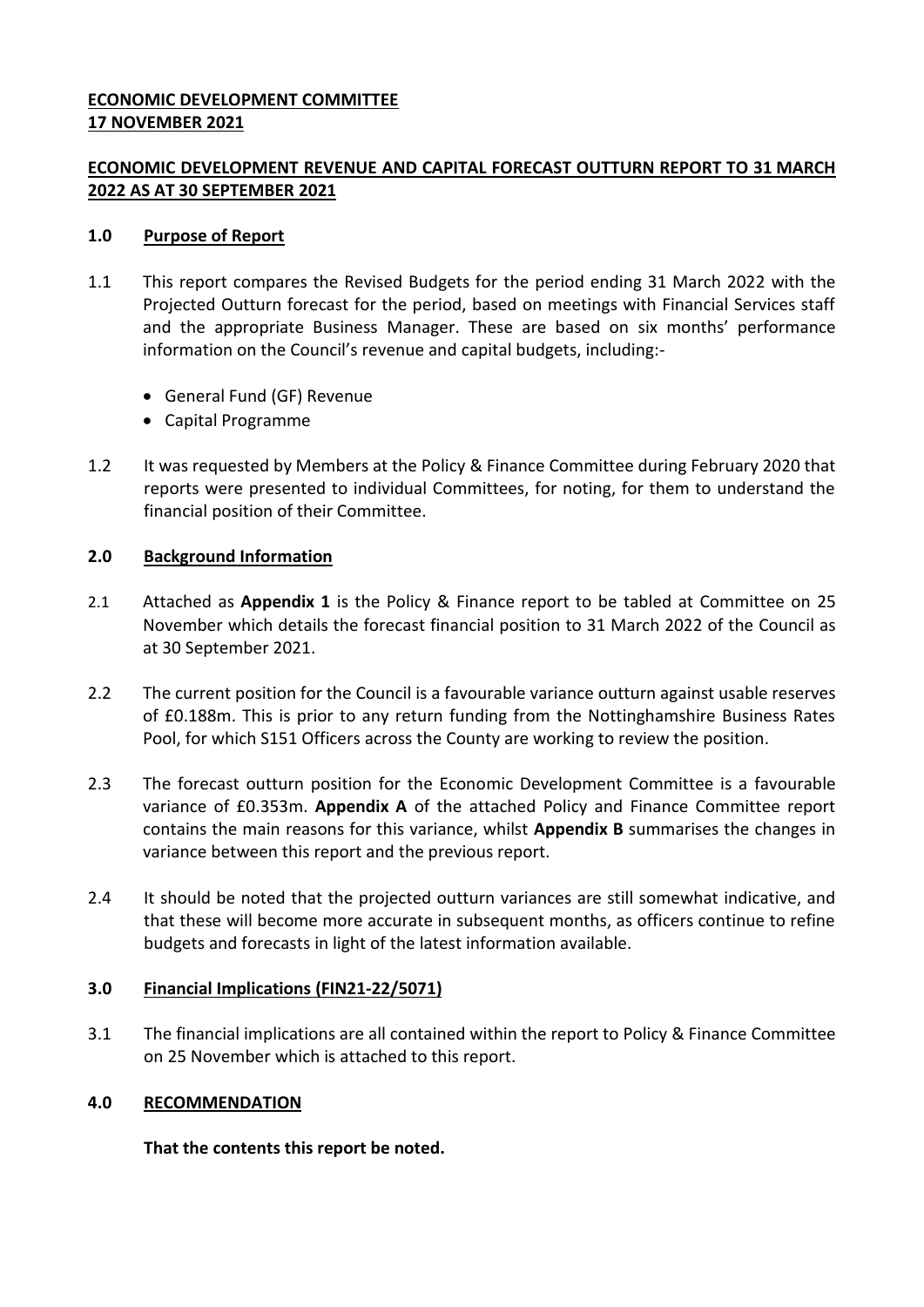**ECONOMIC DEVELOPMENT COMMITTEE**
**17 NOVEMBER 2021**

**ECONOMIC DEVELOPMENT REVENUE AND CAPITAL FORECAST OUTTURN REPORT TO 31 MARCH 2022 AS AT 30 SEPTEMBER 2021**

## 1.0 Purpose of Report

1.1 This report compares the Revised Budgets for the period ending 31 March 2022 with the Projected Outturn forecast for the period, based on meetings with Financial Services staff and the appropriate Business Manager. These are based on six months' performance information on the Council's revenue and capital budgets, including:-

- General Fund (GF) Revenue
- Capital Programme

1.2 It was requested by Members at the Policy & Finance Committee during February 2020 that reports were presented to individual Committees, for noting, for them to understand the financial position of their Committee.

## 2.0 Background Information

2.1 Attached as **Appendix 1** is the Policy & Finance report to be tabled at Committee on 25 November which details the forecast financial position to 31 March 2022 of the Council as at 30 September 2021.

2.2 The current position for the Council is a favourable variance outturn against usable reserves of £0.188m. This is prior to any return funding from the Nottinghamshire Business Rates Pool, for which S151 Officers across the County are working to review the position.

2.3 The forecast outturn position for the Economic Development Committee is a favourable variance of £0.353m. **Appendix A** of the attached Policy and Finance Committee report contains the main reasons for this variance, whilst **Appendix B** summarises the changes in variance between this report and the previous report.

2.4 It should be noted that the projected outturn variances are still somewhat indicative, and that these will become more accurate in subsequent months, as officers continue to refine budgets and forecasts in light of the latest information available.

## 3.0 Financial Implications (FIN21-22/5071)

3.1 The financial implications are all contained within the report to Policy & Finance Committee on 25 November which is attached to this report.

## 4.0 RECOMMENDATION

**That the contents this report be noted.**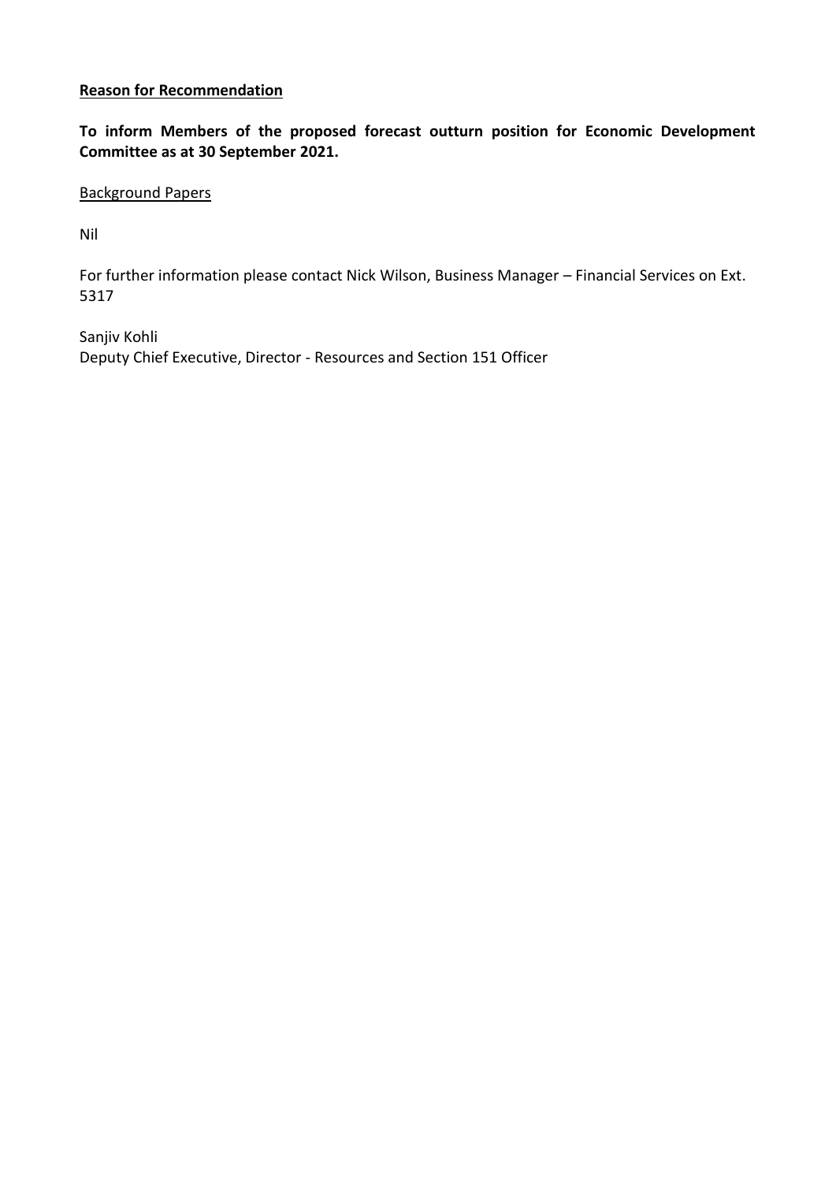**Reason for Recommendation**

**To inform Members of the proposed forecast outturn position for Economic Development Committee as at 30 September 2021.**

Background Papers

Nil

For further information please contact Nick Wilson, Business Manager – Financial Services on Ext. 5317

Sanjiv Kohli
Deputy Chief Executive, Director - Resources and Section 151 Officer